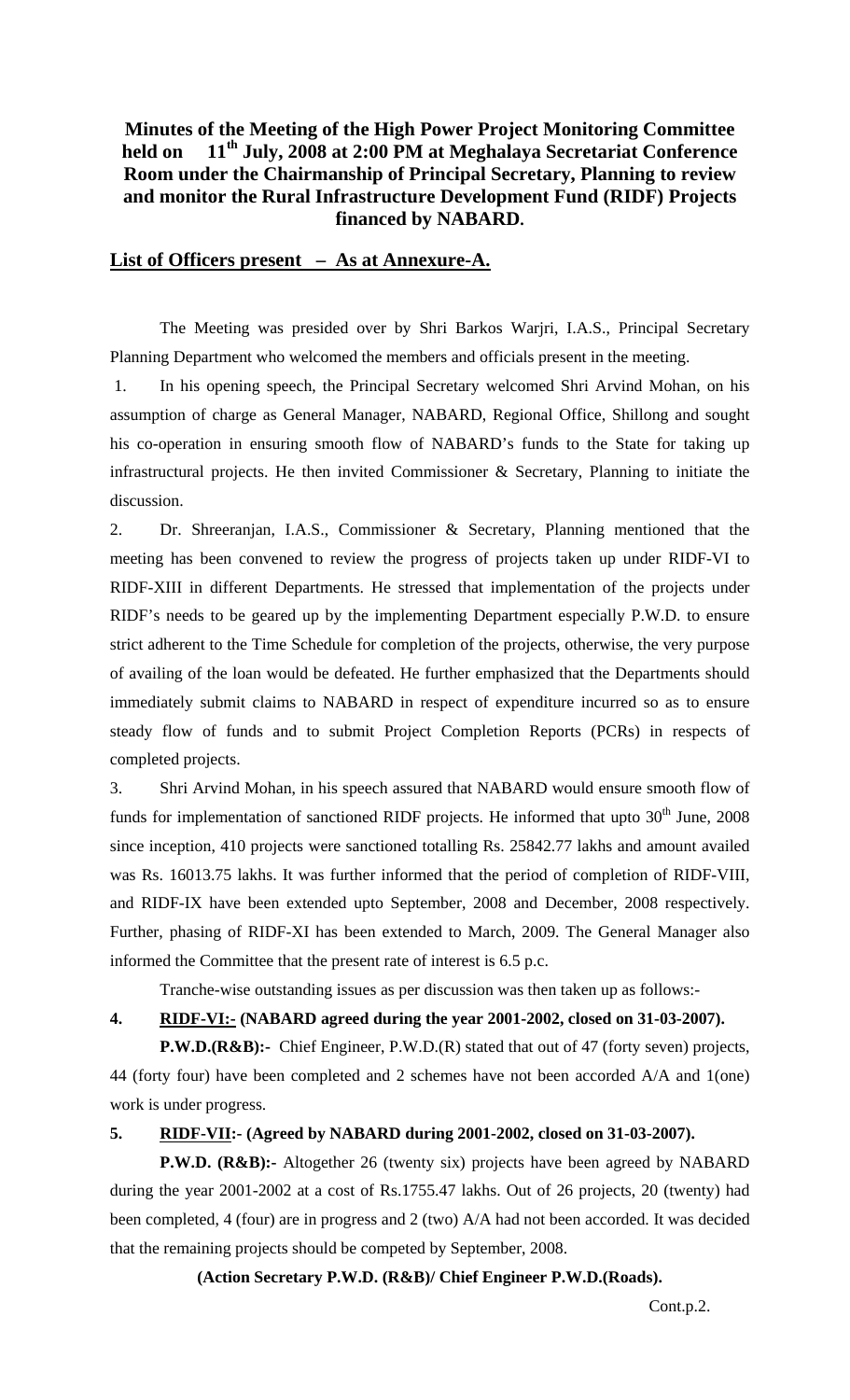# Minutes of the Meeting of the High Power Project Monitoring Committee held on 11th July, 2008 at 2:00 PM at Meghalaya Secretariat Conference Room under the Chairmanship of Principal Secretary, Planning to review and monitor the Rural Infrastructure Development Fund (RIDF) Projects financed by NABARD.

**List of Officers present – As at Annexure-A.**

The Meeting was presided over by Shri Barkos Warjri, I.A.S., Principal Secretary Planning Department who welcomed the members and officials present in the meeting.

1. In his opening speech, the Principal Secretary welcomed Shri Arvind Mohan, on his assumption of charge as General Manager, NABARD, Regional Office, Shillong and sought his co-operation in ensuring smooth flow of NABARD's funds to the State for taking up infrastructural projects. He then invited Commissioner & Secretary, Planning to initiate the discussion.

2. Dr. Shreeranjan, I.A.S., Commissioner & Secretary, Planning mentioned that the meeting has been convened to review the progress of projects taken up under RIDF-VI to RIDF-XIII in different Departments. He stressed that implementation of the projects under RIDF's needs to be geared up by the implementing Department especially P.W.D. to ensure strict adherent to the Time Schedule for completion of the projects, otherwise, the very purpose of availing of the loan would be defeated. He further emphasized that the Departments should immediately submit claims to NABARD in respect of expenditure incurred so as to ensure steady flow of funds and to submit Project Completion Reports (PCRs) in respects of completed projects.

3. Shri Arvind Mohan, in his speech assured that NABARD would ensure smooth flow of funds for implementation of sanctioned RIDF projects. He informed that upto 30th June, 2008 since inception, 410 projects were sanctioned totalling Rs. 25842.77 lakhs and amount availed was Rs. 16013.75 lakhs. It was further informed that the period of completion of RIDF-VIII, and RIDF-IX have been extended upto September, 2008 and December, 2008 respectively. Further, phasing of RIDF-XI has been extended to March, 2009. The General Manager also informed the Committee that the present rate of interest is 6.5 p.c.

Tranche-wise outstanding issues as per discussion was then taken up as follows:-

**4. RIDF-VI:- (NABARD agreed during the year 2001-2002, closed on 31-03-2007).**

**P.W.D.(R&B):-** Chief Engineer, P.W.D.(R) stated that out of 47 (forty seven) projects, 44 (forty four) have been completed and 2 schemes have not been accorded A/A and 1(one) work is under progress.

**5. RIDF-VII:- (Agreed by NABARD during 2001-2002, closed on 31-03-2007).**

**P.W.D. (R&B):-** Altogether 26 (twenty six) projects have been agreed by NABARD during the year 2001-2002 at a cost of Rs.1755.47 lakhs. Out of 26 projects, 20 (twenty) had been completed, 4 (four) are in progress and 2 (two) A/A had not been accorded. It was decided that the remaining projects should be competed by September, 2008.

**(Action Secretary P.W.D. (R&B)/ Chief Engineer P.W.D.(Roads).**

Cont.p.2.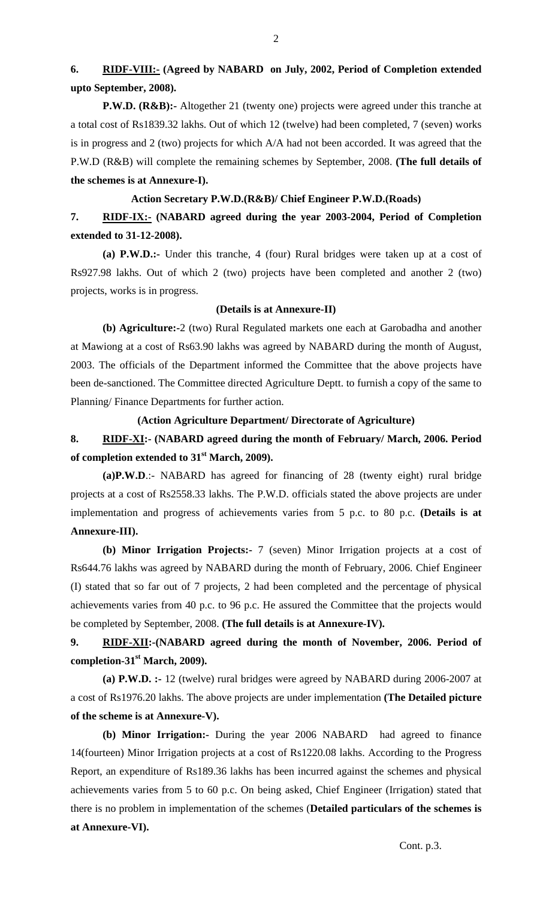**6. <u>RIDF-VIII:-</u> (Agreed by NABARD on July, 2002, Period of Completion extended upto September, 2008).**

**P.W.D. (R&B):-** Altogether 21 (twenty one) projects were agreed under this tranche at a total cost of Rs1839.32 lakhs. Out of which 12 (twelve) had been completed, 7 (seven) works is in progress and 2 (two) projects for which A/A had not been accorded. It was agreed that the P.W.D (R&B) will complete the remaining schemes by September, 2008. **(The full details of the schemes is at Annexure-I).**

**Action Secretary P.W.D.(R&B)/ Chief Engineer P.W.D.(Roads)**

**7. <u>RIDF-IX:-</u> (NABARD agreed during the year 2003-2004, Period of Completion extended to 31-12-2008).**

**(a) P.W.D.:-** Under this tranche, 4 (four) Rural bridges were taken up at a cost of Rs927.98 lakhs. Out of which 2 (two) projects have been completed and another 2 (two) projects, works is in progress.

**(Details is at Annexure-II)**

**(b) Agriculture:-**2 (two) Rural Regulated markets one each at Garobadha and another at Mawiong at a cost of Rs63.90 lakhs was agreed by NABARD during the month of August, 2003. The officials of the Department informed the Committee that the above projects have been de-sanctioned. The Committee directed Agriculture Deptt. to furnish a copy of the same to Planning/ Finance Departments for further action.

**(Action Agriculture Department/ Directorate of Agriculture)**

**8. <u>RIDF-XI</u>:- (NABARD agreed during the month of February/ March, 2006. Period of completion extended to 31st March, 2009).**

**(a)P.W.D**.:- NABARD has agreed for financing of 28 (twenty eight) rural bridge projects at a cost of Rs2558.33 lakhs. The P.W.D. officials stated the above projects are under implementation and progress of achievements varies from 5 p.c. to 80 p.c. **(Details is at Annexure-III).**

**(b) Minor Irrigation Projects:-** 7 (seven) Minor Irrigation projects at a cost of Rs644.76 lakhs was agreed by NABARD during the month of February, 2006. Chief Engineer (I) stated that so far out of 7 projects, 2 had been completed and the percentage of physical achievements varies from 40 p.c. to 96 p.c. He assured the Committee that the projects would be completed by September, 2008. **(The full details is at Annexure-IV).**

**9. <u>RIDF-XII</u>:-(NABARD agreed during the month of November, 2006. Period of completion-31st March, 2009).**

**(a) P.W.D. :-** 12 (twelve) rural bridges were agreed by NABARD during 2006-2007 at a cost of Rs1976.20 lakhs. The above projects are under implementation **(The Detailed picture of the scheme is at Annexure-V).**

**(b) Minor Irrigation:-** During the year 2006 NABARD had agreed to finance 14(fourteen) Minor Irrigation projects at a cost of Rs1220.08 lakhs. According to the Progress Report, an expenditure of Rs189.36 lakhs has been incurred against the schemes and physical achievements varies from 5 to 60 p.c. On being asked, Chief Engineer (Irrigation) stated that there is no problem in implementation of the schemes (**Detailed particulars of the schemes is at Annexure-VI).**

Cont. p.3.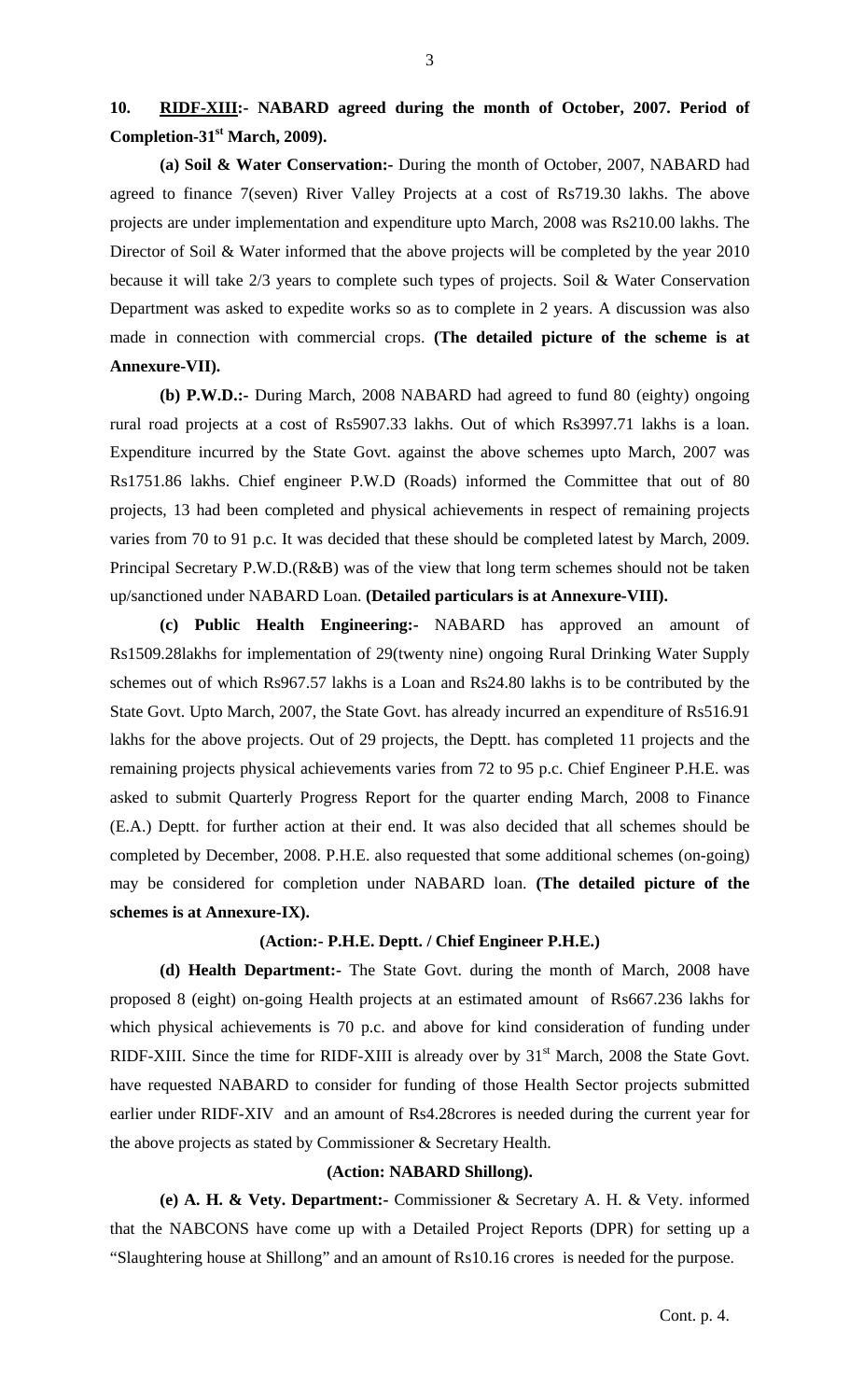**10. <u>RIDF-XIII</u>:- NABARD agreed during the month of October, 2007. Period of Completion-31st March, 2009).**

**(a) Soil & Water Conservation:-** During the month of October, 2007, NABARD had agreed to finance 7(seven) River Valley Projects at a cost of Rs719.30 lakhs. The above projects are under implementation and expenditure upto March, 2008 was Rs210.00 lakhs. The Director of Soil & Water informed that the above projects will be completed by the year 2010 because it will take 2/3 years to complete such types of projects. Soil & Water Conservation Department was asked to expedite works so as to complete in 2 years. A discussion was also made in connection with commercial crops. **(The detailed picture of the scheme is at Annexure-VII).**

**(b) P.W.D.:-** During March, 2008 NABARD had agreed to fund 80 (eighty) ongoing rural road projects at a cost of Rs5907.33 lakhs. Out of which Rs3997.71 lakhs is a loan. Expenditure incurred by the State Govt. against the above schemes upto March, 2007 was Rs1751.86 lakhs. Chief engineer P.W.D (Roads) informed the Committee that out of 80 projects, 13 had been completed and physical achievements in respect of remaining projects varies from 70 to 91 p.c. It was decided that these should be completed latest by March, 2009. Principal Secretary P.W.D.(R&B) was of the view that long term schemes should not be taken up/sanctioned under NABARD Loan. **(Detailed particulars is at Annexure-VIII).**

**(c) Public Health Engineering:-** NABARD has approved an amount of Rs1509.28lakhs for implementation of 29(twenty nine) ongoing Rural Drinking Water Supply schemes out of which Rs967.57 lakhs is a Loan and Rs24.80 lakhs is to be contributed by the State Govt. Upto March, 2007, the State Govt. has already incurred an expenditure of Rs516.91 lakhs for the above projects. Out of 29 projects, the Deptt. has completed 11 projects and the remaining projects physical achievements varies from 72 to 95 p.c. Chief Engineer P.H.E. was asked to submit Quarterly Progress Report for the quarter ending March, 2008 to Finance (E.A.) Deptt. for further action at their end. It was also decided that all schemes should be completed by December, 2008. P.H.E. also requested that some additional schemes (on-going) may be considered for completion under NABARD loan. **(The detailed picture of the schemes is at Annexure-IX).**

**(Action:- P.H.E. Deptt. / Chief Engineer P.H.E.)**

**(d) Health Department:-** The State Govt. during the month of March, 2008 have proposed 8 (eight) on-going Health projects at an estimated amount of Rs667.236 lakhs for which physical achievements is 70 p.c. and above for kind consideration of funding under RIDF-XIII. Since the time for RIDF-XIII is already over by 31st March, 2008 the State Govt. have requested NABARD to consider for funding of those Health Sector projects submitted earlier under RIDF-XIV and an amount of Rs4.28crores is needed during the current year for the above projects as stated by Commissioner & Secretary Health.

**(Action: NABARD Shillong).**

**(e) A. H. & Vety. Department:-** Commissioner & Secretary A. H. & Vety. informed that the NABCONS have come up with a Detailed Project Reports (DPR) for setting up a "Slaughtering house at Shillong" and an amount of Rs10.16 crores is needed for the purpose.

Cont. p. 4.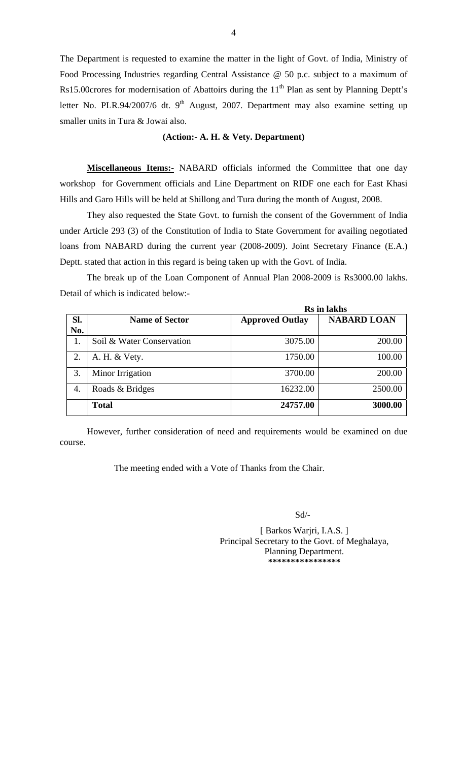The Department is requested to examine the matter in the light of Govt. of India, Ministry of Food Processing Industries regarding Central Assistance @ 50 p.c. subject to a maximum of Rs15.00crores for modernisation of Abattoirs during the 11th Plan as sent by Planning Deptt's letter No. PLR.94/2007/6 dt. 9th August, 2007. Department may also examine setting up smaller units in Tura & Jowai also.

**(Action:- A. H. & Vety. Department)**

**Miscellaneous Items:-** NABARD officials informed the Committee that one day workshop for Government officials and Line Department on RIDF one each for East Khasi Hills and Garo Hills will be held at Shillong and Tura during the month of August, 2008.

They also requested the State Govt. to furnish the consent of the Government of India under Article 293 (3) of the Constitution of India to State Government for availing negotiated loans from NABARD during the current year (2008-2009). Joint Secretary Finance (E.A.) Deptt. stated that action in this regard is being taken up with the Govt. of India.

The break up of the Loan Component of Annual Plan 2008-2009 is Rs3000.00 lakhs. Detail of which is indicated below:-

| | | **Rs in lakhs** | |
|---|---|---|---|
| **Sl. No.** | **Name of Sector** | **Approved Outlay** | **NABARD LOAN** |
| 1. | Soil & Water Conservation | 3075.00 | 200.00 |
| 2. | A. H. & Vety. | 1750.00 | 100.00 |
| 3. | Minor Irrigation | 3700.00 | 200.00 |
| 4. | Roads & Bridges | 16232.00 | 2500.00 |
| | **Total** | **24757.00** | **3000.00** |

However, further consideration of need and requirements would be examined on due course.

The meeting ended with a Vote of Thanks from the Chair.

Sd/-

[ Barkos Warjri, I.A.S. ]
Principal Secretary to the Govt. of Meghalaya,
Planning Department.
****************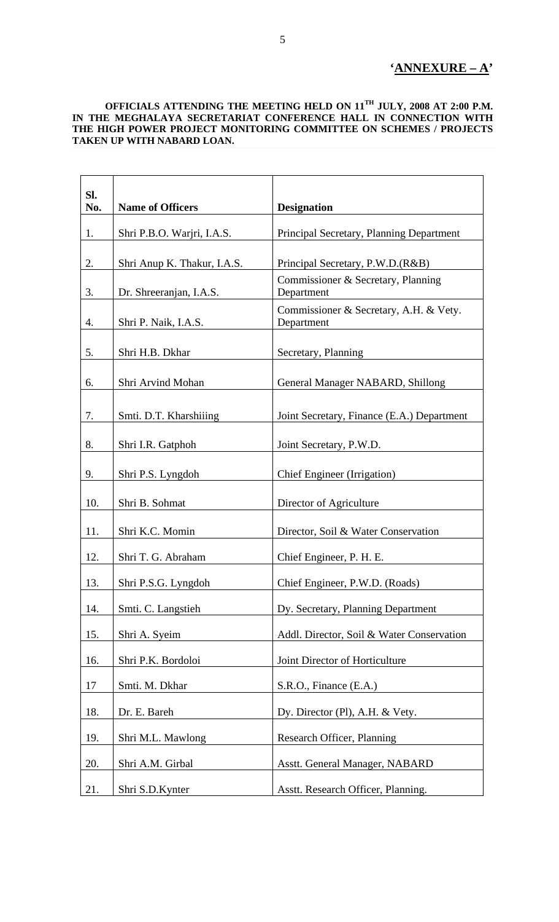**'ANNEXURE – A'**

**OFFICIALS ATTENDING THE MEETING HELD ON 11TH JULY, 2008 AT 2:00 P.M. IN THE MEGHALAYA SECRETARIAT CONFERENCE HALL IN CONNECTION WITH THE HIGH POWER PROJECT MONITORING COMMITTEE ON SCHEMES / PROJECTS TAKEN UP WITH NABARD LOAN.**

| Sl. No. | Name of Officers | Designation |
|---|---|---|
| 1. | Shri P.B.O. Warjri, I.A.S. | Principal Secretary, Planning Department |
| 2. | Shri Anup K. Thakur, I.A.S. | Principal Secretary, P.W.D.(R&B) |
| 3. | Dr. Shreeranjan, I.A.S. | Commissioner & Secretary, Planning Department |
| 4. | Shri P. Naik, I.A.S. | Commissioner & Secretary, A.H. & Vety. Department |
| 5. | Shri H.B. Dkhar | Secretary, Planning |
| 6. | Shri Arvind Mohan | General Manager NABARD, Shillong |
| 7. | Smti. D.T. Kharshiiing | Joint Secretary, Finance (E.A.) Department |
| 8. | Shri I.R. Gatphoh | Joint Secretary, P.W.D. |
| 9. | Shri P.S. Lyngdoh | Chief Engineer (Irrigation) |
| 10. | Shri B. Sohmat | Director of Agriculture |
| 11. | Shri K.C. Momin | Director, Soil & Water Conservation |
| 12. | Shri T. G. Abraham | Chief Engineer, P. H. E. |
| 13. | Shri P.S.G. Lyngdoh | Chief Engineer, P.W.D. (Roads) |
| 14. | Smti. C. Langstieh | Dy. Secretary, Planning Department |
| 15. | Shri A. Syeim | Addl. Director, Soil & Water Conservation |
| 16. | Shri P.K. Bordoloi | Joint Director of Horticulture |
| 17 | Smti. M. Dkhar | S.R.O., Finance (E.A.) |
| 18. | Dr. E. Bareh | Dy. Director (Pl), A.H. & Vety. |
| 19. | Shri M.L. Mawlong | Research Officer, Planning |
| 20. | Shri A.M. Girbal | Asstt. General Manager, NABARD |
| 21. | Shri S.D.Kynter | Asstt. Research Officer, Planning. |